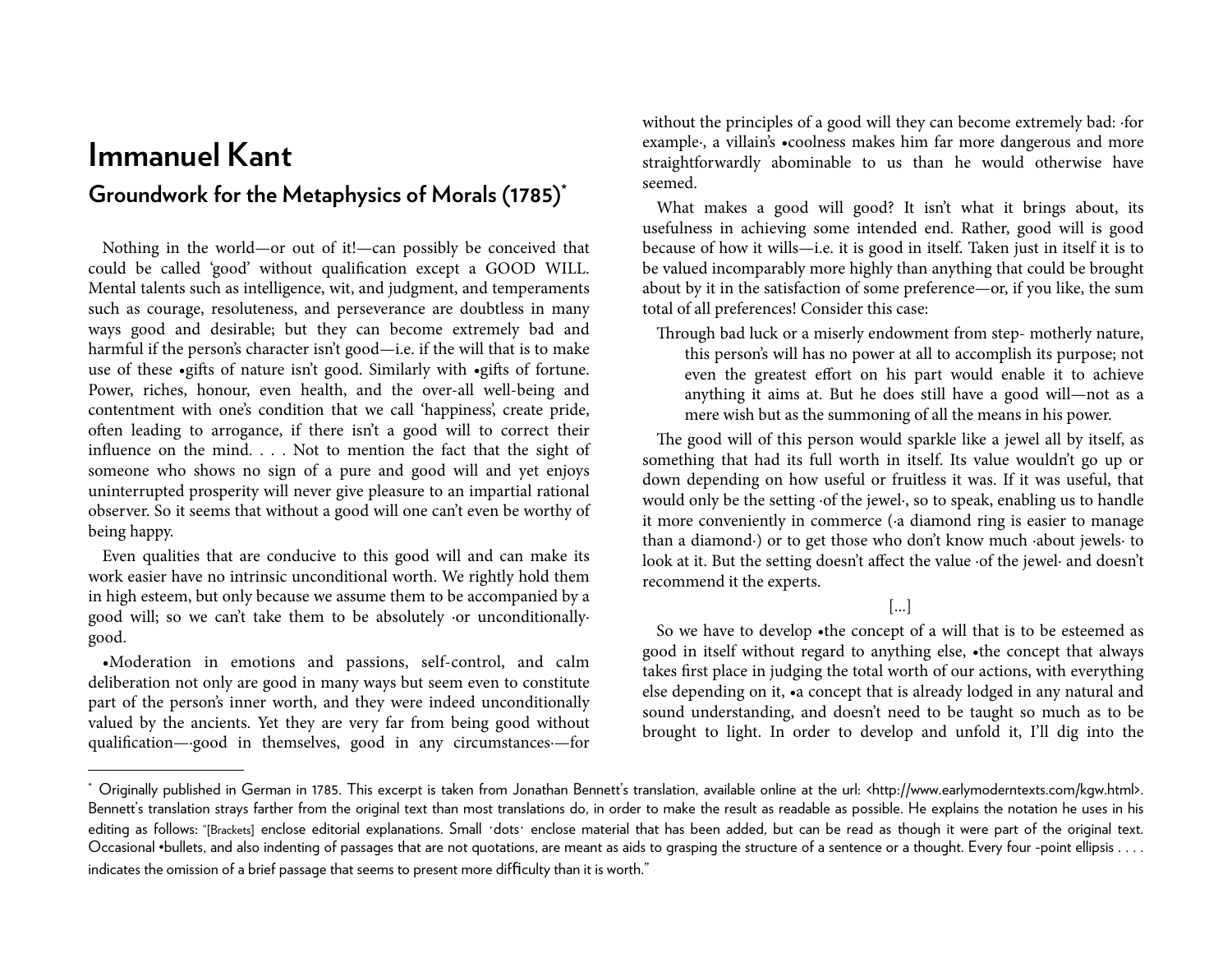# Immanuel Kant

## Groundwork for the Metaphysics of Morals (1785)*

Nothing in the world—or out of it!—can possibly be conceived that could be called 'good' without qualification except a GOOD WILL. Mental talents such as intelligence, wit, and judgment, and temperaments such as courage, resoluteness, and perseverance are doubtless in many ways good and desirable; but they can become extremely bad and harmful if the person's character isn't good—i.e. if the will that is to make use of these •gifts of nature isn't good. Similarly with •gifts of fortune. Power, riches, honour, even health, and the over-all well-being and contentment with one's condition that we call 'happiness', create pride, often leading to arrogance, if there isn't a good will to correct their influence on the mind. . . . Not to mention the fact that the sight of someone who shows no sign of a pure and good will and yet enjoys uninterrupted prosperity will never give pleasure to an impartial rational observer. So it seems that without a good will one can't even be worthy of being happy.

Even qualities that are conducive to this good will and can make its work easier have no intrinsic unconditional worth. We rightly hold them in high esteem, but only because we assume them to be accompanied by a good will; so we can't take them to be absolutely ·or unconditionally· good.

•Moderation in emotions and passions, self-control, and calm deliberation not only are good in many ways but seem even to constitute part of the person's inner worth, and they were indeed unconditionally valued by the ancients. Yet they are very far from being good without qualification—·good in themselves, good in any circumstances·—for without the principles of a good will they can become extremely bad: ·for example·, a villain's •coolness makes him far more dangerous and more straightforwardly abominable to us than he would otherwise have seemed.

What makes a good will good? It isn't what it brings about, its usefulness in achieving some intended end. Rather, good will is good because of how it wills—i.e. it is good in itself. Taken just in itself it is to be valued incomparably more highly than anything that could be brought about by it in the satisfaction of some preference—or, if you like, the sum total of all preferences! Consider this case:

> Through bad luck or a miserly endowment from step- motherly nature, this person's will has no power at all to accomplish its purpose; not even the greatest effort on his part would enable it to achieve anything it aims at. But he does still have a good will—not as a mere wish but as the summoning of all the means in his power.

The good will of this person would sparkle like a jewel all by itself, as something that had its full worth in itself. Its value wouldn't go up or down depending on how useful or fruitless it was. If it was useful, that would only be the setting ·of the jewel·, so to speak, enabling us to handle it more conveniently in commerce (·a diamond ring is easier to manage than a diamond·) or to get those who don't know much ·about jewels· to look at it. But the setting doesn't affect the value ·of the jewel· and doesn't recommend it the experts.

[...]

So we have to develop •the concept of a will that is to be esteemed as good in itself without regard to anything else, •the concept that always takes first place in judging the total worth of our actions, with everything else depending on it, •a concept that is already lodged in any natural and sound understanding, and doesn't need to be taught so much as to be brought to light. In order to develop and unfold it, I'll dig into the

---

* Originally published in German in 1785. This excerpt is taken from Jonathan Bennett's translation, available online at the url: <http://www.earlymoderntexts.com/kgw.html>. Bennett's translation strays farther from the original text than most translations do, in order to make the result as readable as possible. He explains the notation he uses in his editing as follows: "[Brackets] enclose editorial explanations. Small ·dots· enclose material that has been added, but can be read as though it were part of the original text. Occasional •bullets, and also indenting of passages that are not quotations, are meant as aids to grasping the structure of a sentence or a thought. Every four -point ellipsis . . . . indicates the omission of a brief passage that seems to present more difficulty than it is worth."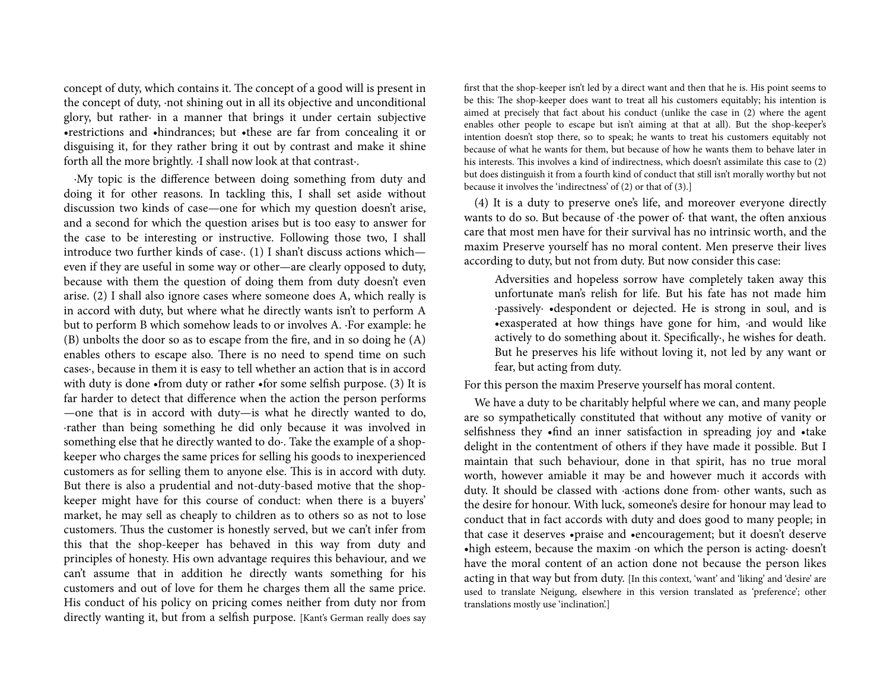concept of duty, which contains it. The concept of a good will is present in the concept of duty, ·not shining out in all its objective and unconditional glory, but rather· in a manner that brings it under certain subjective •restrictions and •hindrances; but •these are far from concealing it or disguising it, for they rather bring it out by contrast and make it shine forth all the more brightly. ·I shall now look at that contrast·.

·My topic is the difference between doing something from duty and doing it for other reasons. In tackling this, I shall set aside without discussion two kinds of case—one for which my question doesn't arise, and a second for which the question arises but is too easy to answer for the case to be interesting or instructive. Following those two, I shall introduce two further kinds of case·. (1) I shan't discuss actions which—even if they are useful in some way or other—are clearly opposed to duty, because with them the question of doing them from duty doesn't even arise. (2) I shall also ignore cases where someone does A, which really is in accord with duty, but where what he directly wants isn't to perform A but to perform B which somehow leads to or involves A. ·For example: he (B) unbolts the door so as to escape from the fire, and in so doing he (A) enables others to escape also. There is no need to spend time on such cases·, because in them it is easy to tell whether an action that is in accord with duty is done •from duty or rather •for some selfish purpose. (3) It is far harder to detect that difference when the action the person performs—one that is in accord with duty—is what he directly wanted to do, ·rather than being something he did only because it was involved in something else that he directly wanted to do·. Take the example of a shop-keeper who charges the same prices for selling his goods to inexperienced customers as for selling them to anyone else. This is in accord with duty. But there is also a prudential and not-duty-based motive that the shop-keeper might have for this course of conduct: when there is a buyers' market, he may sell as cheaply to children as to others so as not to lose customers. Thus the customer is honestly served, but we can't infer from this that the shop-keeper has behaved in this way from duty and principles of honesty. His own advantage requires this behaviour, and we can't assume that in addition he directly wants something for his customers and out of love for them he charges them all the same price. His conduct of his policy on pricing comes neither from duty nor from directly wanting it, but from a selfish purpose. [Kant's German really does say first that the shop-keeper isn't led by a direct want and then that he is. His point seems to be this: The shop-keeper does want to treat all his customers equitably; his intention is aimed at precisely that fact about his conduct (unlike the case in (2) where the agent enables other people to escape but isn't aiming at that at all). But the shop-keeper's intention doesn't stop there, so to speak; he wants to treat his customers equitably not because of what he wants for them, but because of how he wants them to behave later in his interests. This involves a kind of indirectness, which doesn't assimilate this case to (2) but does distinguish it from a fourth kind of conduct that still isn't morally worthy but not because it involves the 'indirectness' of (2) or that of (3).]

(4) It is a duty to preserve one's life, and moreover everyone directly wants to do so. But because of ·the power of· that want, the often anxious care that most men have for their survival has no intrinsic worth, and the maxim Preserve yourself has no moral content. Men preserve their lives according to duty, but not from duty. But now consider this case:

> Adversities and hopeless sorrow have completely taken away this unfortunate man's relish for life. But his fate has not made him ·passively· •despondent or dejected. He is strong in soul, and is •exasperated at how things have gone for him, ·and would like actively to do something about it. Specifically·, he wishes for death. But he preserves his life without loving it, not led by any want or fear, but acting from duty.

For this person the maxim Preserve yourself has moral content.

We have a duty to be charitably helpful where we can, and many people are so sympathetically constituted that without any motive of vanity or selfishness they •find an inner satisfaction in spreading joy and •take delight in the contentment of others if they have made it possible. But I maintain that such behaviour, done in that spirit, has no true moral worth, however amiable it may be and however much it accords with duty. It should be classed with ·actions done from· other wants, such as the desire for honour. With luck, someone's desire for honour may lead to conduct that in fact accords with duty and does good to many people; in that case it deserves •praise and •encouragement; but it doesn't deserve •high esteem, because the maxim ·on which the person is acting· doesn't have the moral content of an action done not because the person likes acting in that way but from duty. [In this context, 'want' and 'liking' and 'desire' are used to translate Neigung, elsewhere in this version translated as 'preference'; other translations mostly use 'inclination'.]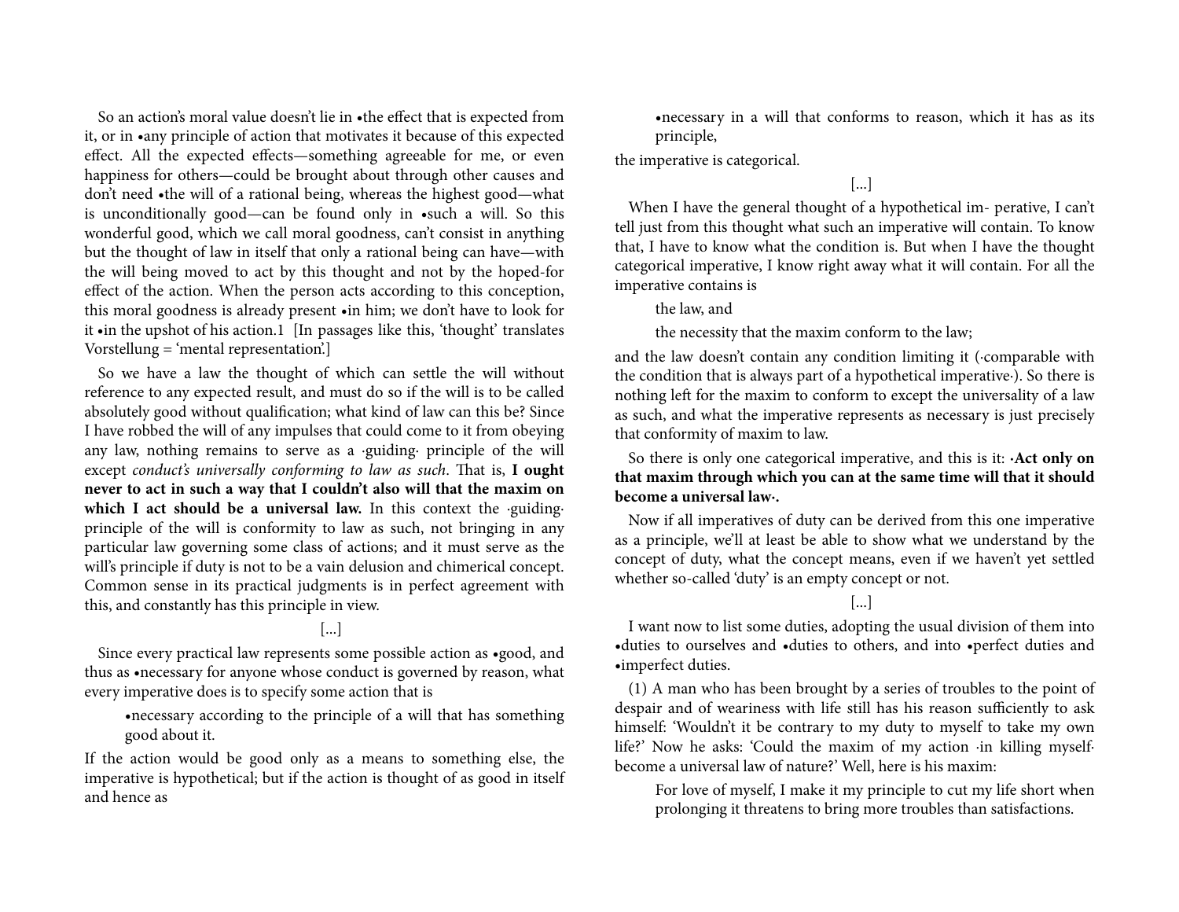So an action's moral value doesn't lie in •the effect that is expected from it, or in •any principle of action that motivates it because of this expected effect. All the expected effects—something agreeable for me, or even happiness for others—could be brought about through other causes and don't need •the will of a rational being, whereas the highest good—what is unconditionally good—can be found only in •such a will. So this wonderful good, which we call moral goodness, can't consist in anything but the thought of law in itself that only a rational being can have—with the will being moved to act by this thought and not by the hoped-for effect of the action. When the person acts according to this conception, this moral goodness is already present •in him; we don't have to look for it •in the upshot of his action.1 [In passages like this, 'thought' translates Vorstellung = 'mental representation'.]

So we have a law the thought of which can settle the will without reference to any expected result, and must do so if the will is to be called absolutely good without qualification; what kind of law can this be? Since I have robbed the will of any impulses that could come to it from obeying any law, nothing remains to serve as a ·guiding· principle of the will except *conduct's universally conforming to law as such*. That is, **I ought never to act in such a way that I couldn't also will that the maxim on which I act should be a universal law.** In this context the ·guiding· principle of the will is conformity to law as such, not bringing in any particular law governing some class of actions; and it must serve as the will's principle if duty is not to be a vain delusion and chimerical concept. Common sense in its practical judgments is in perfect agreement with this, and constantly has this principle in view.

[...]

Since every practical law represents some possible action as •good, and thus as •necessary for anyone whose conduct is governed by reason, what every imperative does is to specify some action that is

> •necessary according to the principle of a will that has something good about it.

If the action would be good only as a means to something else, the imperative is hypothetical; but if the action is thought of as good in itself and hence as

> •necessary in a will that conforms to reason, which it has as its principle,

the imperative is categorical.

[...]

When I have the general thought of a hypothetical im- perative, I can't tell just from this thought what such an imperative will contain. To know that, I have to know what the condition is. But when I have the thought categorical imperative, I know right away what it will contain. For all the imperative contains is

> the law, and
>
> the necessity that the maxim conform to the law;

and the law doesn't contain any condition limiting it (·comparable with the condition that is always part of a hypothetical imperative·). So there is nothing left for the maxim to conform to except the universality of a law as such, and what the imperative represents as necessary is just precisely that conformity of maxim to law.

So there is only one categorical imperative, and this is it: **·Act only on that maxim through which you can at the same time will that it should become a universal law·.**

Now if all imperatives of duty can be derived from this one imperative as a principle, we'll at least be able to show what we understand by the concept of duty, what the concept means, even if we haven't yet settled whether so-called 'duty' is an empty concept or not.

[...]

I want now to list some duties, adopting the usual division of them into •duties to ourselves and •duties to others, and into •perfect duties and •imperfect duties.

(1) A man who has been brought by a series of troubles to the point of despair and of weariness with life still has his reason sufficiently to ask himself: 'Wouldn't it be contrary to my duty to myself to take my own life?' Now he asks: 'Could the maxim of my action ·in killing myself· become a universal law of nature?' Well, here is his maxim:

> For love of myself, I make it my principle to cut my life short when prolonging it threatens to bring more troubles than satisfactions.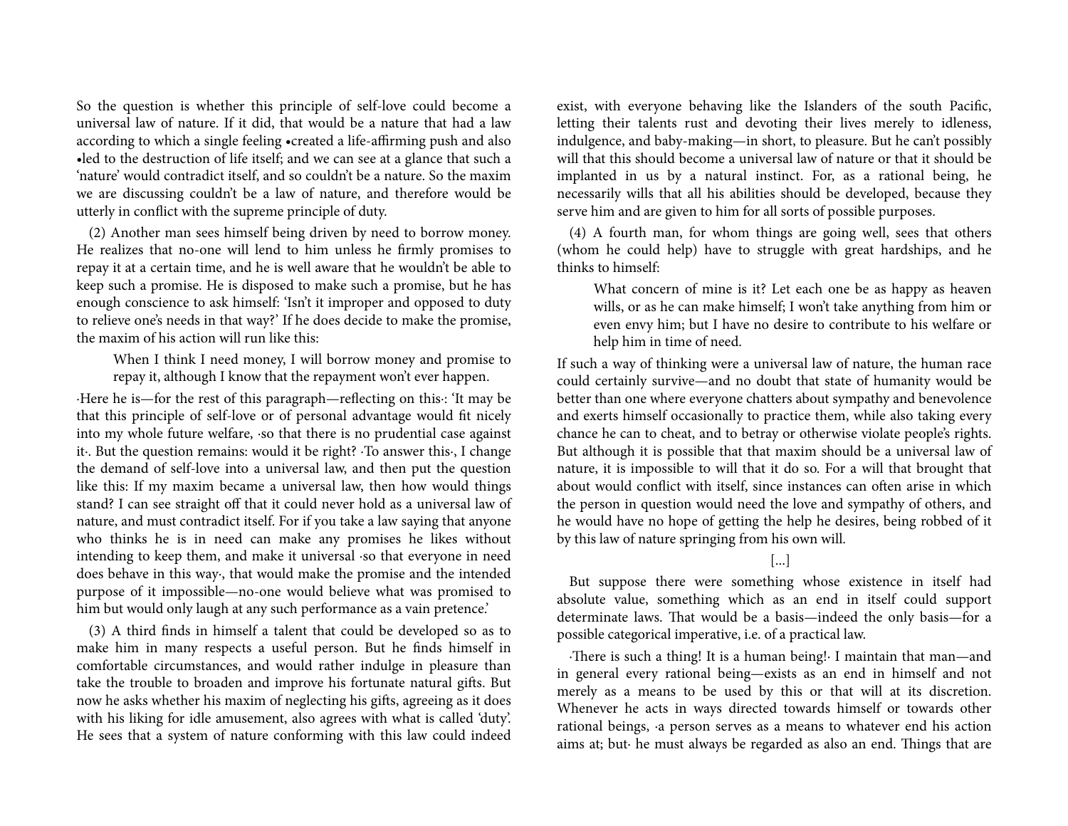So the question is whether this principle of self-love could become a universal law of nature. If it did, that would be a nature that had a law according to which a single feeling •created a life-affirming push and also •led to the destruction of life itself; and we can see at a glance that such a 'nature' would contradict itself, and so couldn't be a nature. So the maxim we are discussing couldn't be a law of nature, and therefore would be utterly in conflict with the supreme principle of duty.

(2) Another man sees himself being driven by need to borrow money. He realizes that no-one will lend to him unless he firmly promises to repay it at a certain time, and he is well aware that he wouldn't be able to keep such a promise. He is disposed to make such a promise, but he has enough conscience to ask himself: 'Isn't it improper and opposed to duty to relieve one's needs in that way?' If he does decide to make the promise, the maxim of his action will run like this:

> When I think I need money, I will borrow money and promise to repay it, although I know that the repayment won't ever happen.

·Here he is—for the rest of this paragraph—reflecting on this·: 'It may be that this principle of self-love or of personal advantage would fit nicely into my whole future welfare, ·so that there is no prudential case against it·. But the question remains: would it be right? ·To answer this·, I change the demand of self-love into a universal law, and then put the question like this: If my maxim became a universal law, then how would things stand? I can see straight off that it could never hold as a universal law of nature, and must contradict itself. For if you take a law saying that anyone who thinks he is in need can make any promises he likes without intending to keep them, and make it universal ·so that everyone in need does behave in this way·, that would make the promise and the intended purpose of it impossible—no-one would believe what was promised to him but would only laugh at any such performance as a vain pretence.'

(3) A third finds in himself a talent that could be developed so as to make him in many respects a useful person. But he finds himself in comfortable circumstances, and would rather indulge in pleasure than take the trouble to broaden and improve his fortunate natural gifts. But now he asks whether his maxim of neglecting his gifts, agreeing as it does with his liking for idle amusement, also agrees with what is called 'duty'. He sees that a system of nature conforming with this law could indeed exist, with everyone behaving like the Islanders of the south Pacific, letting their talents rust and devoting their lives merely to idleness, indulgence, and baby-making—in short, to pleasure. But he can't possibly will that this should become a universal law of nature or that it should be implanted in us by a natural instinct. For, as a rational being, he necessarily wills that all his abilities should be developed, because they serve him and are given to him for all sorts of possible purposes.

(4) A fourth man, for whom things are going well, sees that others (whom he could help) have to struggle with great hardships, and he thinks to himself:

> What concern of mine is it? Let each one be as happy as heaven wills, or as he can make himself; I won't take anything from him or even envy him; but I have no desire to contribute to his welfare or help him in time of need.

If such a way of thinking were a universal law of nature, the human race could certainly survive—and no doubt that state of humanity would be better than one where everyone chatters about sympathy and benevolence and exerts himself occasionally to practice them, while also taking every chance he can to cheat, and to betray or otherwise violate people's rights. But although it is possible that that maxim should be a universal law of nature, it is impossible to will that it do so. For a will that brought that about would conflict with itself, since instances can often arise in which the person in question would need the love and sympathy of others, and he would have no hope of getting the help he desires, being robbed of it by this law of nature springing from his own will.

[...]

But suppose there were something whose existence in itself had absolute value, something which as an end in itself could support determinate laws. That would be a basis—indeed the only basis—for a possible categorical imperative, i.e. of a practical law.

·There is such a thing! It is a human being!· I maintain that man—and in general every rational being—exists as an end in himself and not merely as a means to be used by this or that will at its discretion. Whenever he acts in ways directed towards himself or towards other rational beings, ·a person serves as a means to whatever end his action aims at; but· he must always be regarded as also an end. Things that are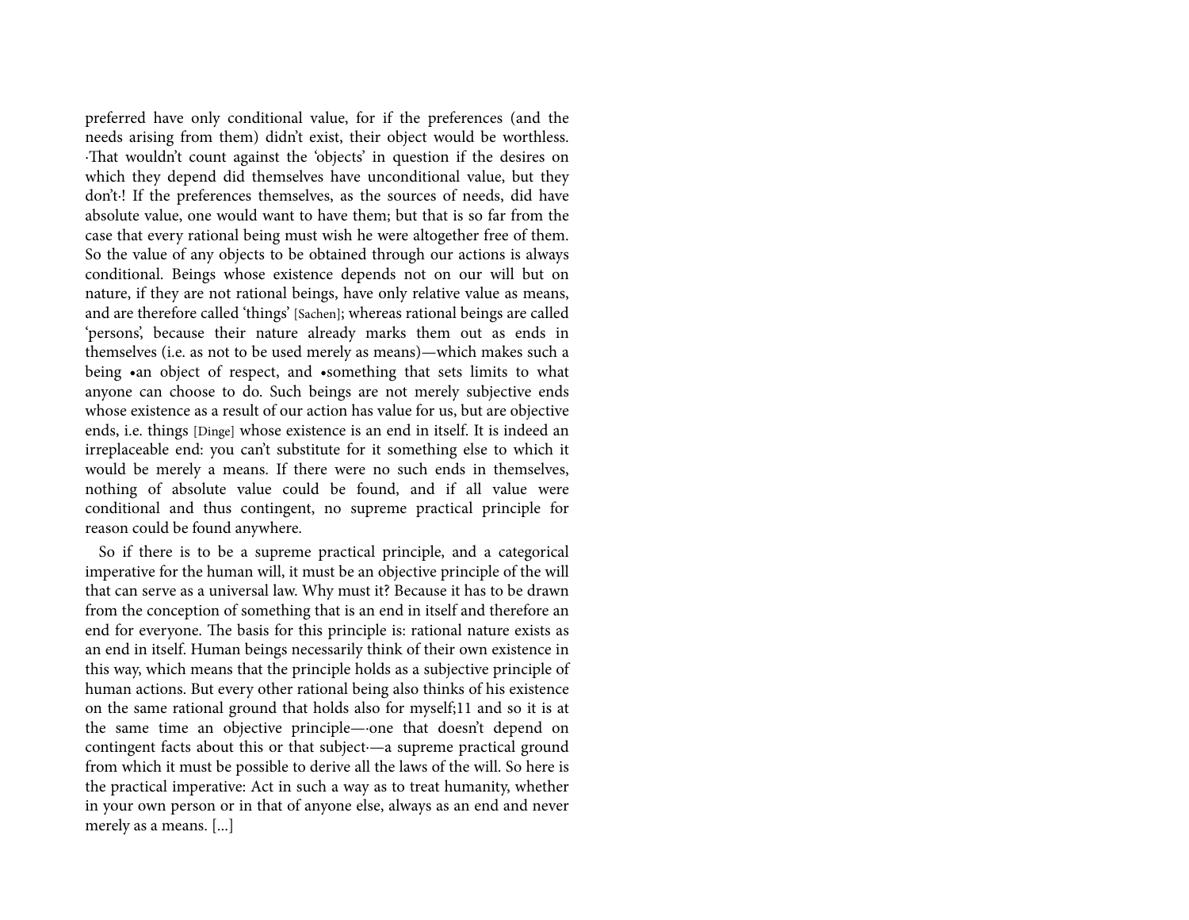preferred have only conditional value, for if the preferences (and the needs arising from them) didn't exist, their object would be worthless. ·That wouldn't count against the 'objects' in question if the desires on which they depend did themselves have unconditional value, but they don't·! If the preferences themselves, as the sources of needs, did have absolute value, one would want to have them; but that is so far from the case that every rational being must wish he were altogether free of them. So the value of any objects to be obtained through our actions is always conditional. Beings whose existence depends not on our will but on nature, if they are not rational beings, have only relative value as means, and are therefore called 'things' [Sachen]; whereas rational beings are called 'persons', because their nature already marks them out as ends in themselves (i.e. as not to be used merely as means)—which makes such a being •an object of respect, and •something that sets limits to what anyone can choose to do. Such beings are not merely subjective ends whose existence as a result of our action has value for us, but are objective ends, i.e. things [Dinge] whose existence is an end in itself. It is indeed an irreplaceable end: you can't substitute for it something else to which it would be merely a means. If there were no such ends in themselves, nothing of absolute value could be found, and if all value were conditional and thus contingent, no supreme practical principle for reason could be found anywhere.

So if there is to be a supreme practical principle, and a categorical imperative for the human will, it must be an objective principle of the will that can serve as a universal law. Why must it? Because it has to be drawn from the conception of something that is an end in itself and therefore an end for everyone. The basis for this principle is: rational nature exists as an end in itself. Human beings necessarily think of their own existence in this way, which means that the principle holds as a subjective principle of human actions. But every other rational being also thinks of his existence on the same rational ground that holds also for myself;11 and so it is at the same time an objective principle—·one that doesn't depend on contingent facts about this or that subject·—a supreme practical ground from which it must be possible to derive all the laws of the will. So here is the practical imperative: Act in such a way as to treat humanity, whether in your own person or in that of anyone else, always as an end and never merely as a means. [...]